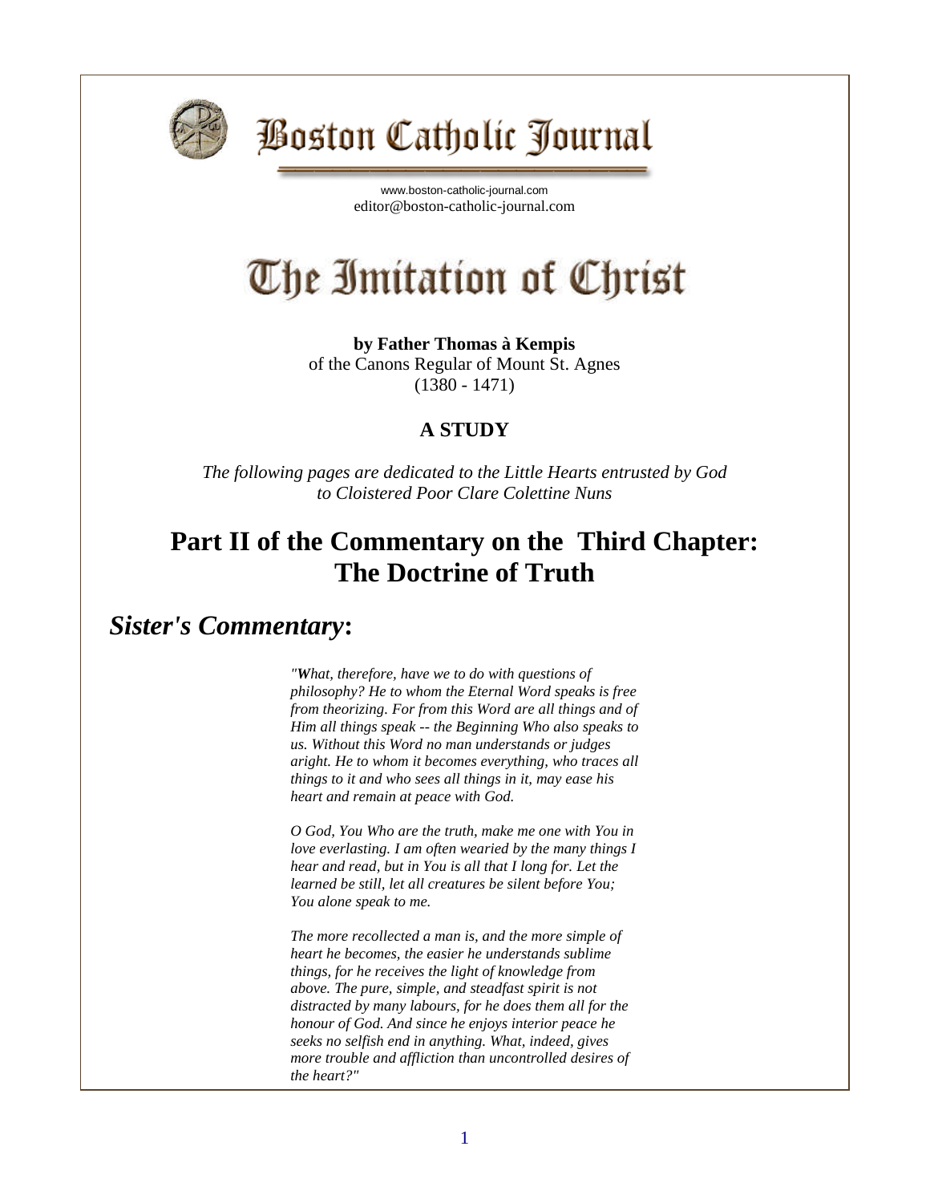# Boston Catholic Journal

www.boston-catholic-journal.com
editor@boston-catholic-journal.com

# The Imitation of Christ

**by Father Thomas à Kempis**
of the Canons Regular of Mount St. Agnes
(1380 - 1471)

**A STUDY**

*The following pages are dedicated to the Little Hearts entrusted by God to Cloistered Poor Clare Colettine Nuns*

## Part II of the Commentary on the Third Chapter: The Doctrine of Truth

## *Sister's Commentary*:

*"**W**hat, therefore, have we to do with questions of philosophy? He to whom the Eternal Word speaks is free from theorizing. For from this Word are all things and of Him all things speak -- the Beginning Who also speaks to us. Without this Word no man understands or judges aright. He to whom it becomes everything, who traces all things to it and who sees all things in it, may ease his heart and remain at peace with God.*

*O God, You Who are the truth, make me one with You in love everlasting. I am often wearied by the many things I hear and read, but in You is all that I long for. Let the learned be still, let all creatures be silent before You; You alone speak to me.*

*The more recollected a man is, and the more simple of heart he becomes, the easier he understands sublime things, for he receives the light of knowledge from above. The pure, simple, and steadfast spirit is not distracted by many labours, for he does them all for the honour of God. And since he enjoys interior peace he seeks no selfish end in anything. What, indeed, gives more trouble and affliction than uncontrolled desires of the heart?"*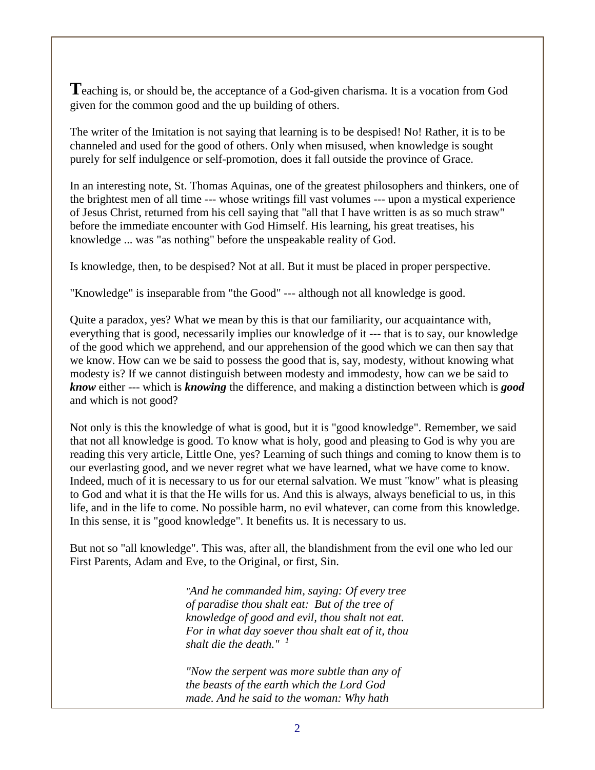**T**eaching is, or should be, the acceptance of a God-given charisma. It is a vocation from God given for the common good and the up building of others.

The writer of the Imitation is not saying that learning is to be despised! No! Rather, it is to be channeled and used for the good of others. Only when misused, when knowledge is sought purely for self indulgence or self-promotion, does it fall outside the province of Grace.

In an interesting note, St. Thomas Aquinas, one of the greatest philosophers and thinkers, one of the brightest men of all time --- whose writings fill vast volumes --- upon a mystical experience of Jesus Christ, returned from his cell saying that "all that I have written is as so much straw" before the immediate encounter with God Himself. His learning, his great treatises, his knowledge ... was "as nothing" before the unspeakable reality of God.

Is knowledge, then, to be despised? Not at all. But it must be placed in proper perspective.

"Knowledge" is inseparable from "the Good" --- although not all knowledge is good.

Quite a paradox, yes? What we mean by this is that our familiarity, our acquaintance with, everything that is good, necessarily implies our knowledge of it --- that is to say, our knowledge of the good which we apprehend, and our apprehension of the good which we can then say that we know. How can we be said to possess the good that is, say, modesty, without knowing what modesty is? If we cannot distinguish between modesty and immodesty, how can we be said to ***know*** either --- which is ***knowing*** the difference, and making a distinction between which is ***good*** and which is not good?

Not only is this the knowledge of what is good, but it is "good knowledge". Remember, we said that not all knowledge is good. To know what is holy, good and pleasing to God is why you are reading this very article, Little One, yes? Learning of such things and coming to know them is to our everlasting good, and we never regret what we have learned, what we have come to know. Indeed, much of it is necessary to us for our eternal salvation. We must "know" what is pleasing to God and what it is that the He wills for us. And this is always, always beneficial to us, in this life, and in the life to come. No possible harm, no evil whatever, can come from this knowledge. In this sense, it is "good knowledge". It benefits us. It is necessary to us.

But not so "all knowledge". This was, after all, the blandishment from the evil one who led our First Parents, Adam and Eve, to the Original, or first, Sin.

> *"And he commanded him, saying: Of every tree of paradise thou shalt eat: But of the tree of knowledge of good and evil, thou shalt not eat. For in what day soever thou shalt eat of it, thou shalt die the death."* [1]
>
> *"Now the serpent was more subtle than any of the beasts of the earth which the Lord God made. And he said to the woman: Why hath*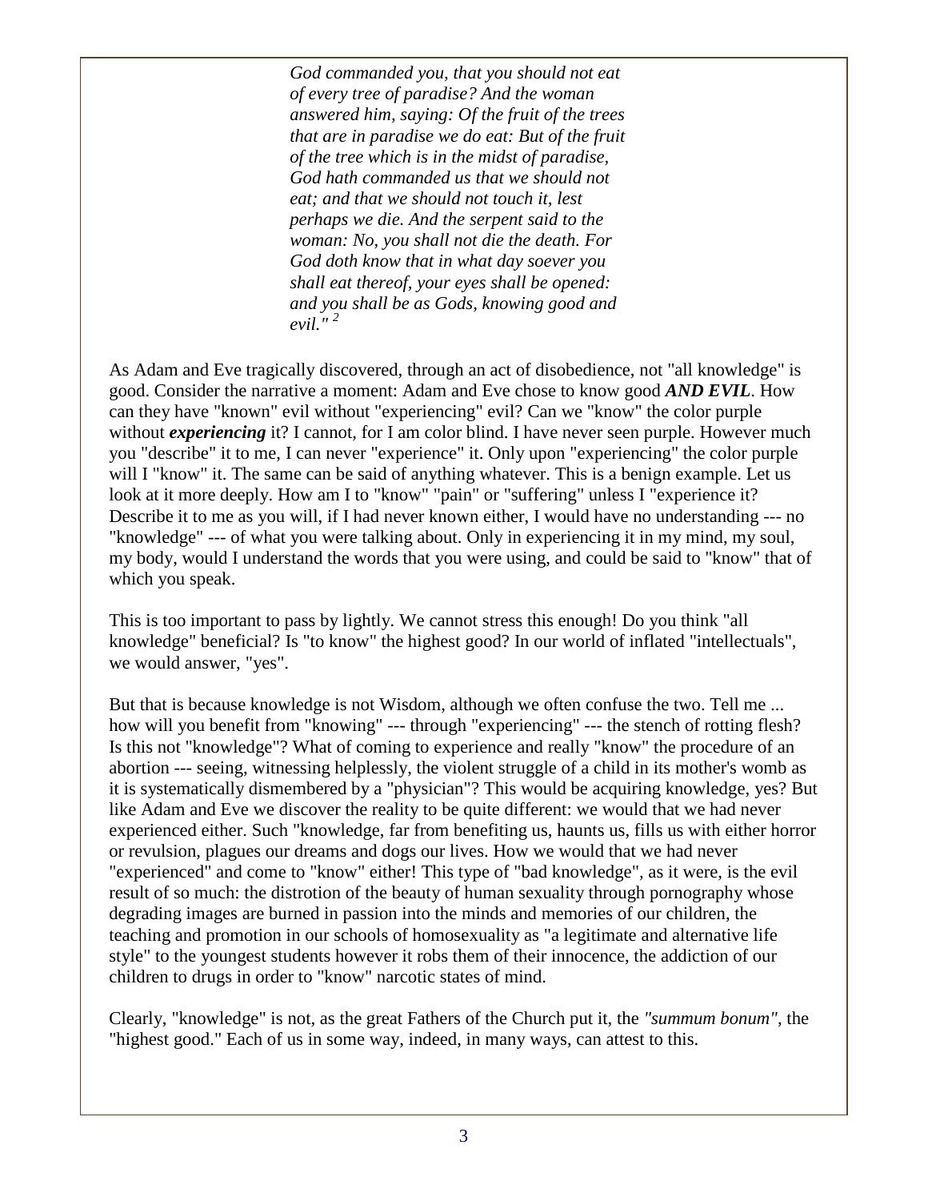> *God commanded you, that you should not eat of every tree of paradise? And the woman answered him, saying: Of the fruit of the trees that are in paradise we do eat: But of the fruit of the tree which is in the midst of paradise, God hath commanded us that we should not eat; and that we should not touch it, lest perhaps we die. And the serpent said to the woman: No, you shall not die the death. For God doth know that in what day soever you shall eat thereof, your eyes shall be opened: and you shall be as Gods, knowing good and evil."* [2]

As Adam and Eve tragically discovered, through an act of disobedience, not "all knowledge" is good. Consider the narrative a moment: Adam and Eve chose to know good ***AND EVIL***. How can they have "known" evil without "experiencing" evil? Can we "know" the color purple without ***experiencing*** it? I cannot, for I am color blind. I have never seen purple. However much you "describe" it to me, I can never "experience" it. Only upon "experiencing" the color purple will I "know" it. The same can be said of anything whatever. This is a benign example. Let us look at it more deeply. How am I to "know" "pain" or "suffering" unless I "experience it? Describe it to me as you will, if I had never known either, I would have no understanding --- no "knowledge" --- of what you were talking about. Only in experiencing it in my mind, my soul, my body, would I understand the words that you were using, and could be said to "know" that of which you speak.

This is too important to pass by lightly. We cannot stress this enough! Do you think "all knowledge" beneficial? Is "to know" the highest good? In our world of inflated "intellectuals", we would answer, "yes".

But that is because knowledge is not Wisdom, although we often confuse the two. Tell me ... how will you benefit from "knowing" --- through "experiencing" --- the stench of rotting flesh? Is this not "knowledge"? What of coming to experience and really "know" the procedure of an abortion --- seeing, witnessing helplessly, the violent struggle of a child in its mother's womb as it is systematically dismembered by a "physician"? This would be acquiring knowledge, yes? But like Adam and Eve we discover the reality to be quite different: we would that we had never experienced either. Such "knowledge, far from benefiting us, haunts us, fills us with either horror or revulsion, plagues our dreams and dogs our lives. How we would that we had never "experienced" and come to "know" either! This type of "bad knowledge", as it were, is the evil result of so much: the distrotion of the beauty of human sexuality through pornography whose degrading images are burned in passion into the minds and memories of our children, the teaching and promotion in our schools of homosexuality as "a legitimate and alternative life style" to the youngest students however it robs them of their innocence, the addiction of our children to drugs in order to "know" narcotic states of mind.

Clearly, "knowledge" is not, as the great Fathers of the Church put it, the *"summum bonum"*, the "highest good." Each of us in some way, indeed, in many ways, can attest to this.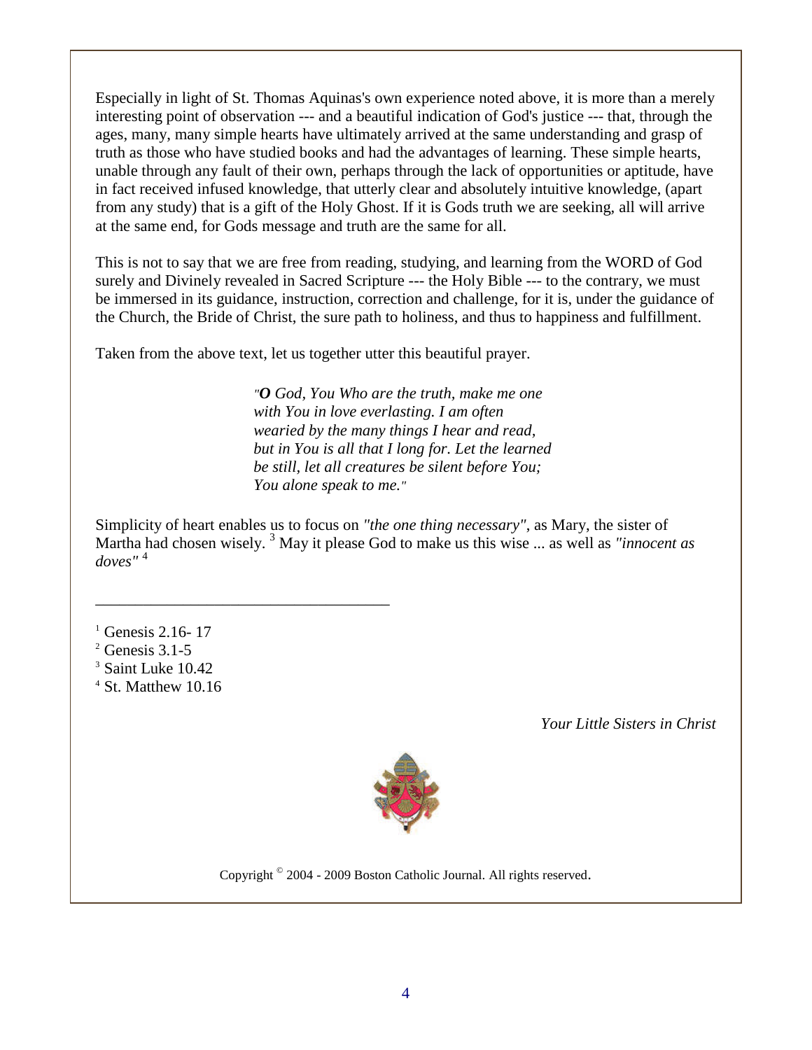Especially in light of St. Thomas Aquinas's own experience noted above, it is more than a merely interesting point of observation --- and a beautiful indication of God's justice --- that, through the ages, many, many simple hearts have ultimately arrived at the same understanding and grasp of truth as those who have studied books and had the advantages of learning. These simple hearts, unable through any fault of their own, perhaps through the lack of opportunities or aptitude, have in fact received infused knowledge, that utterly clear and absolutely intuitive knowledge, (apart from any study) that is a gift of the Holy Ghost. If it is Gods truth we are seeking, all will arrive at the same end, for Gods message and truth are the same for all.

This is not to say that we are free from reading, studying, and learning from the WORD of God surely and Divinely revealed in Sacred Scripture --- the Holy Bible --- to the contrary, we must be immersed in its guidance, instruction, correction and challenge, for it is, under the guidance of the Church, the Bride of Christ, the sure path to holiness, and thus to happiness and fulfillment.

Taken from the above text, let us together utter this beautiful prayer.

> *"**O** God, You Who are the truth, make me one with You in love everlasting. I am often wearied by the many things I hear and read, but in You is all that I long for. Let the learned be still, let all creatures be silent before You; You alone speak to me."*

Simplicity of heart enables us to focus on *"the one thing necessary"*, as Mary, the sister of Martha had chosen wisely. [3] May it please God to make us this wise ... as well as *"innocent as doves"* [4]

---

[1] Genesis 2.16- 17
[2] Genesis 3.1-5
[3] Saint Luke 10.42
[4] St. Matthew 10.16

*Your Little Sisters in Christ*

Copyright © 2004 - 2009 Boston Catholic Journal. All rights reserved.